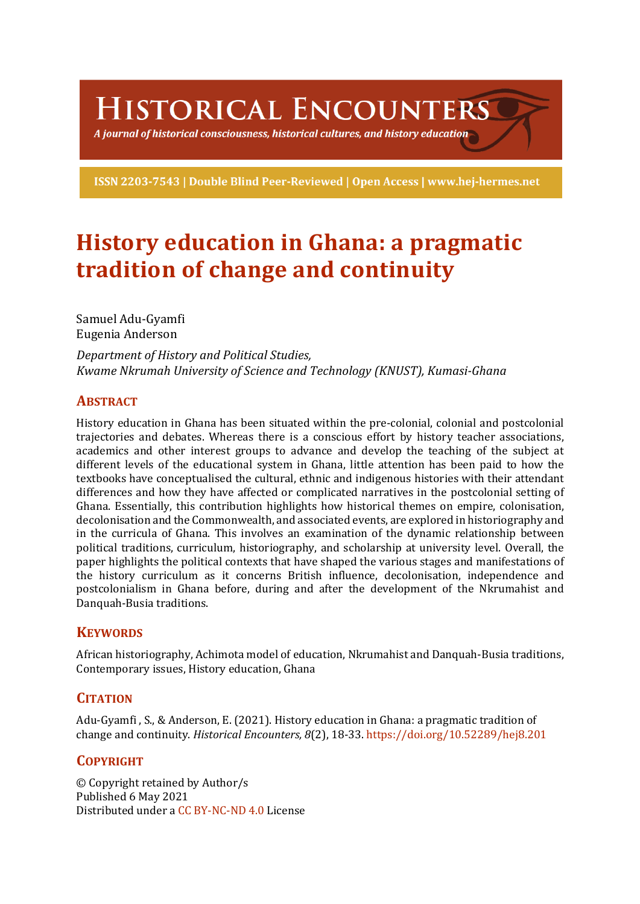# Historical Encounters

*A journal of historical consciousness, historical cultures, and history education*

ISSN 2203-7543 | Double Blind Peer-Reviewed | Open Access | www.hej-hermes.net

# History education in Ghana: a pragmatic tradition of change and continuity

Samuel Adu-Gyamfi
Eugenia Anderson

*Department of History and Political Studies,*
*Kwame Nkrumah University of Science and Technology (KNUST), Kumasi-Ghana*

## Abstract

History education in Ghana has been situated within the pre-colonial, colonial and postcolonial trajectories and debates. Whereas there is a conscious effort by history teacher associations, academics and other interest groups to advance and develop the teaching of the subject at different levels of the educational system in Ghana, little attention has been paid to how the textbooks have conceptualised the cultural, ethnic and indigenous histories with their attendant differences and how they have affected or complicated narratives in the postcolonial setting of Ghana. Essentially, this contribution highlights how historical themes on empire, colonisation, decolonisation and the Commonwealth, and associated events, are explored in historiography and in the curricula of Ghana. This involves an examination of the dynamic relationship between political traditions, curriculum, historiography, and scholarship at university level. Overall, the paper highlights the political contexts that have shaped the various stages and manifestations of the history curriculum as it concerns British influence, decolonisation, independence and postcolonialism in Ghana before, during and after the development of the Nkrumahist and Danquah-Busia traditions.

## Keywords

African historiography, Achimota model of education, Nkrumahist and Danquah-Busia traditions, Contemporary issues, History education, Ghana

## Citation

Adu-Gyamfi , S., & Anderson, E. (2021). History education in Ghana: a pragmatic tradition of change and continuity. *Historical Encounters, 8*(2), 18-33. https://doi.org/10.52289/hej8.201

## Copyright

© Copyright retained by Author/s
Published 6 May 2021
Distributed under a CC BY-NC-ND 4.0 License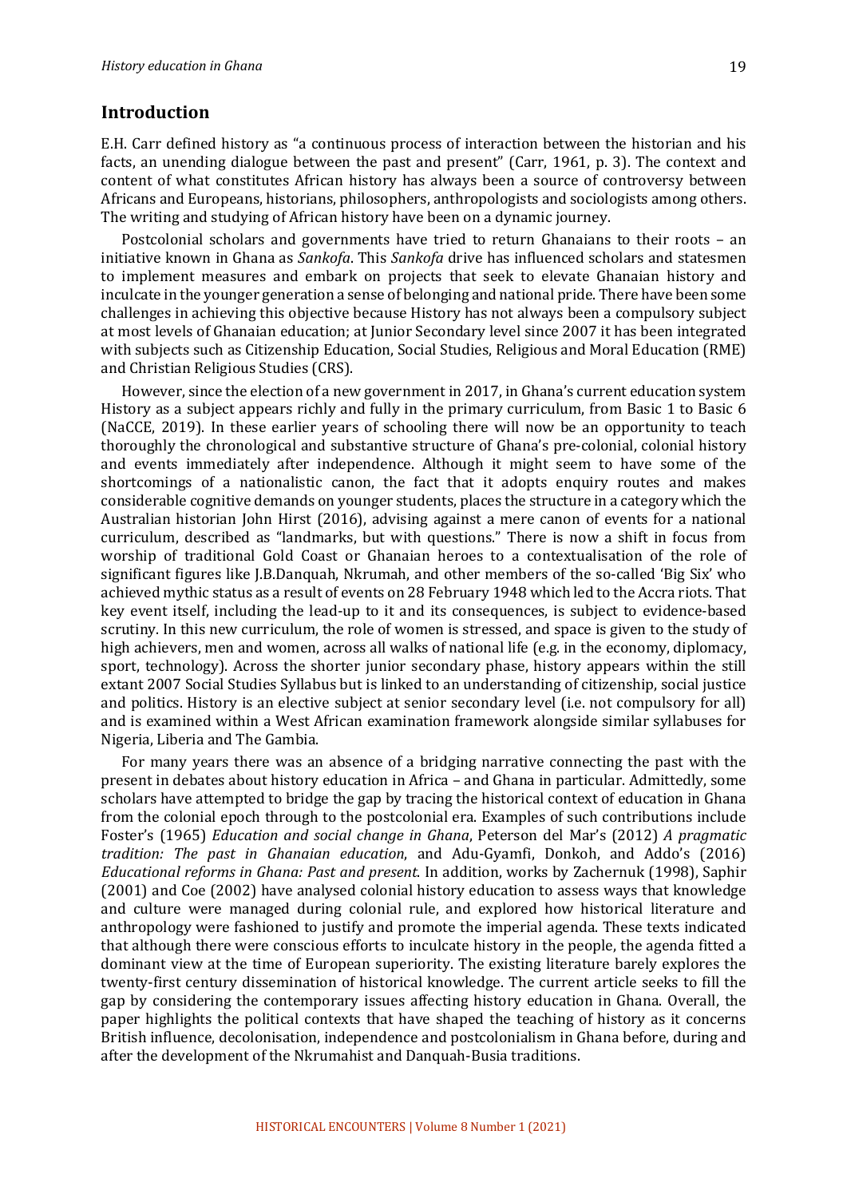## Introduction

E.H. Carr defined history as "a continuous process of interaction between the historian and his facts, an unending dialogue between the past and present" (Carr, 1961, p. 3). The context and content of what constitutes African history has always been a source of controversy between Africans and Europeans, historians, philosophers, anthropologists and sociologists among others. The writing and studying of African history have been on a dynamic journey.

Postcolonial scholars and governments have tried to return Ghanaians to their roots – an initiative known in Ghana as *Sankofa*. This *Sankofa* drive has influenced scholars and statesmen to implement measures and embark on projects that seek to elevate Ghanaian history and inculcate in the younger generation a sense of belonging and national pride. There have been some challenges in achieving this objective because History has not always been a compulsory subject at most levels of Ghanaian education; at Junior Secondary level since 2007 it has been integrated with subjects such as Citizenship Education, Social Studies, Religious and Moral Education (RME) and Christian Religious Studies (CRS).

However, since the election of a new government in 2017, in Ghana's current education system History as a subject appears richly and fully in the primary curriculum, from Basic 1 to Basic 6 (NaCCE, 2019). In these earlier years of schooling there will now be an opportunity to teach thoroughly the chronological and substantive structure of Ghana's pre-colonial, colonial history and events immediately after independence. Although it might seem to have some of the shortcomings of a nationalistic canon, the fact that it adopts enquiry routes and makes considerable cognitive demands on younger students, places the structure in a category which the Australian historian John Hirst (2016), advising against a mere canon of events for a national curriculum, described as "landmarks, but with questions." There is now a shift in focus from worship of traditional Gold Coast or Ghanaian heroes to a contextualisation of the role of significant figures like J.B.Danquah, Nkrumah, and other members of the so-called 'Big Six' who achieved mythic status as a result of events on 28 February 1948 which led to the Accra riots. That key event itself, including the lead-up to it and its consequences, is subject to evidence-based scrutiny. In this new curriculum, the role of women is stressed, and space is given to the study of high achievers, men and women, across all walks of national life (e.g. in the economy, diplomacy, sport, technology). Across the shorter junior secondary phase, history appears within the still extant 2007 Social Studies Syllabus but is linked to an understanding of citizenship, social justice and politics. History is an elective subject at senior secondary level (i.e. not compulsory for all) and is examined within a West African examination framework alongside similar syllabuses for Nigeria, Liberia and The Gambia.

For many years there was an absence of a bridging narrative connecting the past with the present in debates about history education in Africa – and Ghana in particular. Admittedly, some scholars have attempted to bridge the gap by tracing the historical context of education in Ghana from the colonial epoch through to the postcolonial era. Examples of such contributions include Foster's (1965) *Education and social change in Ghana*, Peterson del Mar's (2012) *A pragmatic tradition: The past in Ghanaian education*, and Adu-Gyamfi, Donkoh, and Addo's (2016) *Educational reforms in Ghana: Past and present*. In addition, works by Zachernuk (1998), Saphir (2001) and Coe (2002) have analysed colonial history education to assess ways that knowledge and culture were managed during colonial rule, and explored how historical literature and anthropology were fashioned to justify and promote the imperial agenda. These texts indicated that although there were conscious efforts to inculcate history in the people, the agenda fitted a dominant view at the time of European superiority. The existing literature barely explores the twenty-first century dissemination of historical knowledge. The current article seeks to fill the gap by considering the contemporary issues affecting history education in Ghana. Overall, the paper highlights the political contexts that have shaped the teaching of history as it concerns British influence, decolonisation, independence and postcolonialism in Ghana before, during and after the development of the Nkrumahist and Danquah-Busia traditions.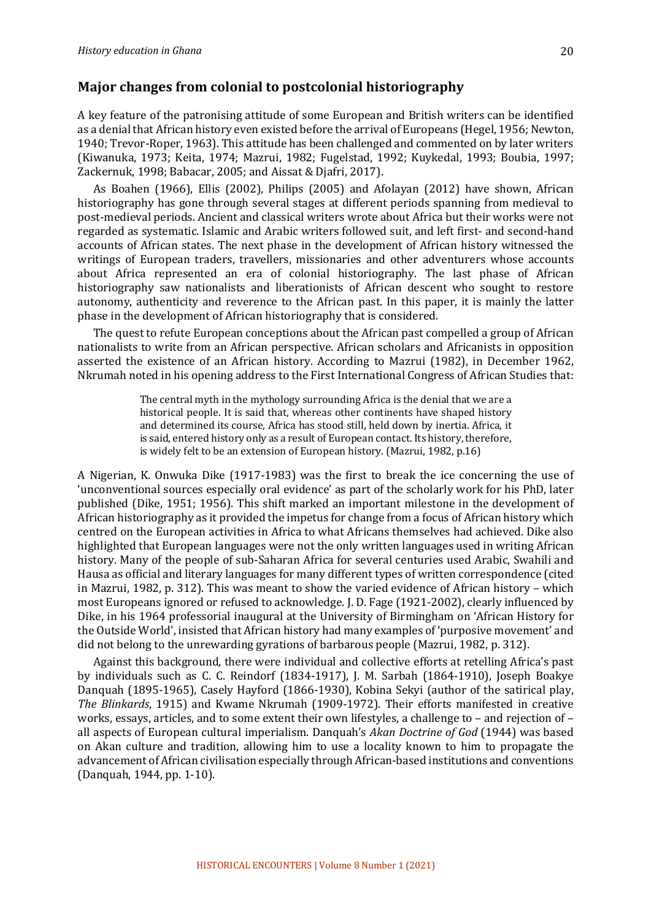## Major changes from colonial to postcolonial historiography

A key feature of the patronising attitude of some European and British writers can be identified as a denial that African history even existed before the arrival of Europeans (Hegel, 1956; Newton, 1940; Trevor-Roper, 1963). This attitude has been challenged and commented on by later writers (Kiwanuka, 1973; Keita, 1974; Mazrui, 1982; Fugelstad, 1992; Kuykedal, 1993; Boubia, 1997; Zackernuk, 1998; Babacar, 2005; and Aissat & Djafri, 2017).

As Boahen (1966), Ellis (2002), Philips (2005) and Afolayan (2012) have shown, African historiography has gone through several stages at different periods spanning from medieval to post-medieval periods. Ancient and classical writers wrote about Africa but their works were not regarded as systematic. Islamic and Arabic writers followed suit, and left first- and second-hand accounts of African states. The next phase in the development of African history witnessed the writings of European traders, travellers, missionaries and other adventurers whose accounts about Africa represented an era of colonial historiography. The last phase of African historiography saw nationalists and liberationists of African descent who sought to restore autonomy, authenticity and reverence to the African past. In this paper, it is mainly the latter phase in the development of African historiography that is considered.

The quest to refute European conceptions about the African past compelled a group of African nationalists to write from an African perspective. African scholars and Africanists in opposition asserted the existence of an African history. According to Mazrui (1982), in December 1962, Nkrumah noted in his opening address to the First International Congress of African Studies that:

> The central myth in the mythology surrounding Africa is the denial that we are a historical people. It is said that, whereas other continents have shaped history and determined its course, Africa has stood still, held down by inertia. Africa, it is said, entered history only as a result of European contact. Its history, therefore, is widely felt to be an extension of European history. (Mazrui, 1982, p.16)

A Nigerian, K. Onwuka Dike (1917-1983) was the first to break the ice concerning the use of 'unconventional sources especially oral evidence' as part of the scholarly work for his PhD, later published (Dike, 1951; 1956). This shift marked an important milestone in the development of African historiography as it provided the impetus for change from a focus of African history which centred on the European activities in Africa to what Africans themselves had achieved. Dike also highlighted that European languages were not the only written languages used in writing African history. Many of the people of sub-Saharan Africa for several centuries used Arabic, Swahili and Hausa as official and literary languages for many different types of written correspondence (cited in Mazrui, 1982, p. 312). This was meant to show the varied evidence of African history – which most Europeans ignored or refused to acknowledge. J. D. Fage (1921-2002), clearly influenced by Dike, in his 1964 professorial inaugural at the University of Birmingham on 'African History for the Outside World', insisted that African history had many examples of 'purposive movement' and did not belong to the unrewarding gyrations of barbarous people (Mazrui, 1982, p. 312).

Against this background, there were individual and collective efforts at retelling Africa's past by individuals such as C. C. Reindorf (1834-1917), J. M. Sarbah (1864-1910), Joseph Boakye Danquah (1895-1965), Casely Hayford (1866-1930), Kobina Sekyi (author of the satirical play, *The Blinkards*, 1915) and Kwame Nkrumah (1909-1972). Their efforts manifested in creative works, essays, articles, and to some extent their own lifestyles, a challenge to – and rejection of – all aspects of European cultural imperialism. Danquah's *Akan Doctrine of God* (1944) was based on Akan culture and tradition, allowing him to use a locality known to him to propagate the advancement of African civilisation especially through African-based institutions and conventions (Danquah, 1944, pp. 1-10).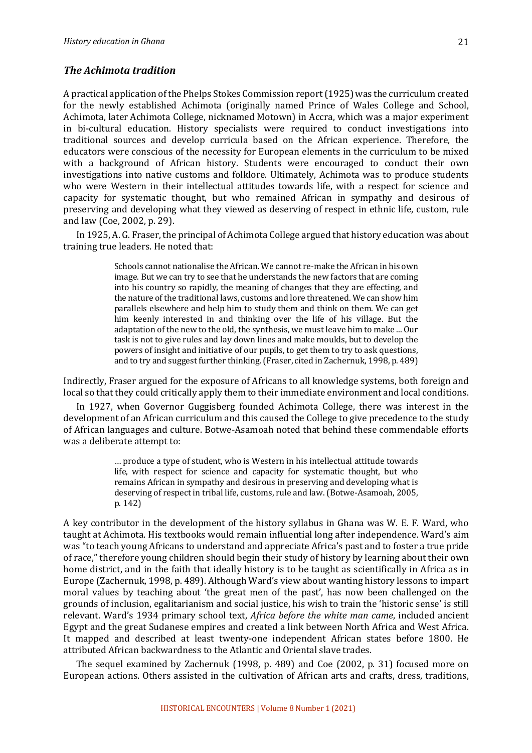### *The Achimota tradition*

A practical application of the Phelps Stokes Commission report (1925) was the curriculum created for the newly established Achimota (originally named Prince of Wales College and School, Achimota, later Achimota College, nicknamed Motown) in Accra, which was a major experiment in bi-cultural education. History specialists were required to conduct investigations into traditional sources and develop curricula based on the African experience. Therefore, the educators were conscious of the necessity for European elements in the curriculum to be mixed with a background of African history. Students were encouraged to conduct their own investigations into native customs and folklore. Ultimately, Achimota was to produce students who were Western in their intellectual attitudes towards life, with a respect for science and capacity for systematic thought, but who remained African in sympathy and desirous of preserving and developing what they viewed as deserving of respect in ethnic life, custom, rule and law (Coe, 2002, p. 29).

In 1925, A. G. Fraser, the principal of Achimota College argued that history education was about training true leaders. He noted that:

> Schools cannot nationalise the African. We cannot re-make the African in his own image. But we can try to see that he understands the new factors that are coming into his country so rapidly, the meaning of changes that they are effecting, and the nature of the traditional laws, customs and lore threatened. We can show him parallels elsewhere and help him to study them and think on them. We can get him keenly interested in and thinking over the life of his village. But the adaptation of the new to the old, the synthesis, we must leave him to make ... Our task is not to give rules and lay down lines and make moulds, but to develop the powers of insight and initiative of our pupils, to get them to try to ask questions, and to try and suggest further thinking. (Fraser, cited in Zachernuk, 1998, p. 489)

Indirectly, Fraser argued for the exposure of Africans to all knowledge systems, both foreign and local so that they could critically apply them to their immediate environment and local conditions.

In 1927, when Governor Guggisberg founded Achimota College, there was interest in the development of an African curriculum and this caused the College to give precedence to the study of African languages and culture. Botwe-Asamoah noted that behind these commendable efforts was a deliberate attempt to:

> … produce a type of student, who is Western in his intellectual attitude towards life, with respect for science and capacity for systematic thought, but who remains African in sympathy and desirous in preserving and developing what is deserving of respect in tribal life, customs, rule and law. (Botwe-Asamoah, 2005, p. 142)

A key contributor in the development of the history syllabus in Ghana was W. E. F. Ward, who taught at Achimota. His textbooks would remain influential long after independence. Ward's aim was "to teach young Africans to understand and appreciate Africa's past and to foster a true pride of race," therefore young children should begin their study of history by learning about their own home district, and in the faith that ideally history is to be taught as scientifically in Africa as in Europe (Zachernuk, 1998, p. 489). Although Ward's view about wanting history lessons to impart moral values by teaching about 'the great men of the past', has now been challenged on the grounds of inclusion, egalitarianism and social justice, his wish to train the 'historic sense' is still relevant. Ward's 1934 primary school text, *Africa before the white man came*, included ancient Egypt and the great Sudanese empires and created a link between North Africa and West Africa. It mapped and described at least twenty-one independent African states before 1800. He attributed African backwardness to the Atlantic and Oriental slave trades.

The sequel examined by Zachernuk (1998, p. 489) and Coe (2002, p. 31) focused more on European actions. Others assisted in the cultivation of African arts and crafts, dress, traditions,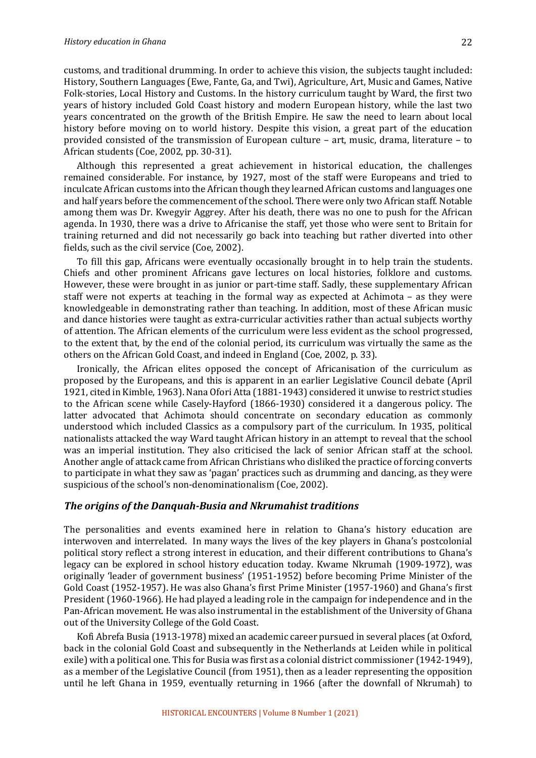customs, and traditional drumming. In order to achieve this vision, the subjects taught included: History, Southern Languages (Ewe, Fante, Ga, and Twi), Agriculture, Art, Music and Games, Native Folk-stories, Local History and Customs. In the history curriculum taught by Ward, the first two years of history included Gold Coast history and modern European history, while the last two years concentrated on the growth of the British Empire. He saw the need to learn about local history before moving on to world history. Despite this vision, a great part of the education provided consisted of the transmission of European culture – art, music, drama, literature – to African students (Coe, 2002, pp. 30-31).

Although this represented a great achievement in historical education, the challenges remained considerable. For instance, by 1927, most of the staff were Europeans and tried to inculcate African customs into the African though they learned African customs and languages one and half years before the commencement of the school. There were only two African staff. Notable among them was Dr. Kwegyir Aggrey. After his death, there was no one to push for the African agenda. In 1930, there was a drive to Africanise the staff, yet those who were sent to Britain for training returned and did not necessarily go back into teaching but rather diverted into other fields, such as the civil service (Coe, 2002).

To fill this gap, Africans were eventually occasionally brought in to help train the students. Chiefs and other prominent Africans gave lectures on local histories, folklore and customs. However, these were brought in as junior or part-time staff. Sadly, these supplementary African staff were not experts at teaching in the formal way as expected at Achimota – as they were knowledgeable in demonstrating rather than teaching. In addition, most of these African music and dance histories were taught as extra-curricular activities rather than actual subjects worthy of attention. The African elements of the curriculum were less evident as the school progressed, to the extent that, by the end of the colonial period, its curriculum was virtually the same as the others on the African Gold Coast, and indeed in England (Coe, 2002, p. 33).

Ironically, the African elites opposed the concept of Africanisation of the curriculum as proposed by the Europeans, and this is apparent in an earlier Legislative Council debate (April 1921, cited in Kimble, 1963). Nana Ofori Atta (1881-1943) considered it unwise to restrict studies to the African scene while Casely-Hayford (1866-1930) considered it a dangerous policy. The latter advocated that Achimota should concentrate on secondary education as commonly understood which included Classics as a compulsory part of the curriculum. In 1935, political nationalists attacked the way Ward taught African history in an attempt to reveal that the school was an imperial institution. They also criticised the lack of senior African staff at the school. Another angle of attack came from African Christians who disliked the practice of forcing converts to participate in what they saw as 'pagan' practices such as drumming and dancing, as they were suspicious of the school's non-denominationalism (Coe, 2002).

### *The origins of the Danquah-Busia and Nkrumahist traditions*

The personalities and events examined here in relation to Ghana's history education are interwoven and interrelated. In many ways the lives of the key players in Ghana's postcolonial political story reflect a strong interest in education, and their different contributions to Ghana's legacy can be explored in school history education today. Kwame Nkrumah (1909-1972), was originally 'leader of government business' (1951-1952) before becoming Prime Minister of the Gold Coast (1952-1957). He was also Ghana's first Prime Minister (1957-1960) and Ghana's first President (1960-1966). He had played a leading role in the campaign for independence and in the Pan-African movement. He was also instrumental in the establishment of the University of Ghana out of the University College of the Gold Coast.

Kofi Abrefa Busia (1913-1978) mixed an academic career pursued in several places (at Oxford, back in the colonial Gold Coast and subsequently in the Netherlands at Leiden while in political exile) with a political one. This for Busia was first as a colonial district commissioner (1942-1949), as a member of the Legislative Council (from 1951), then as a leader representing the opposition until he left Ghana in 1959, eventually returning in 1966 (after the downfall of Nkrumah) to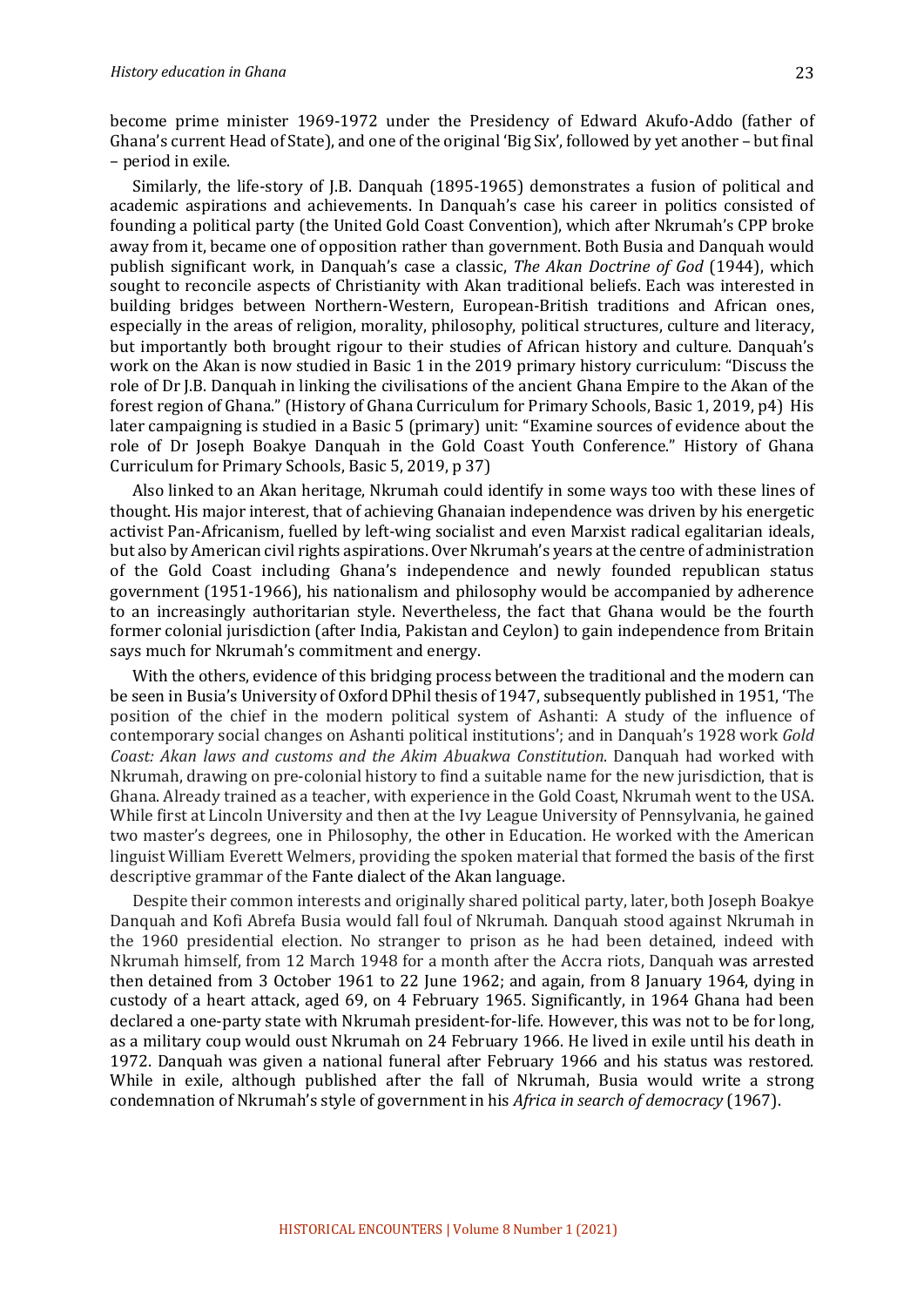become prime minister 1969-1972 under the Presidency of Edward Akufo-Addo (father of Ghana's current Head of State), and one of the original 'Big Six', followed by yet another – but final – period in exile.

Similarly, the life-story of J.B. Danquah (1895-1965) demonstrates a fusion of political and academic aspirations and achievements. In Danquah's case his career in politics consisted of founding a political party (the United Gold Coast Convention), which after Nkrumah's CPP broke away from it, became one of opposition rather than government. Both Busia and Danquah would publish significant work, in Danquah's case a classic, *The Akan Doctrine of God* (1944), which sought to reconcile aspects of Christianity with Akan traditional beliefs. Each was interested in building bridges between Northern-Western, European-British traditions and African ones, especially in the areas of religion, morality, philosophy, political structures, culture and literacy, but importantly both brought rigour to their studies of African history and culture. Danquah's work on the Akan is now studied in Basic 1 in the 2019 primary history curriculum: "Discuss the role of Dr J.B. Danquah in linking the civilisations of the ancient Ghana Empire to the Akan of the forest region of Ghana." (History of Ghana Curriculum for Primary Schools, Basic 1, 2019, p4) His later campaigning is studied in a Basic 5 (primary) unit: "Examine sources of evidence about the role of Dr Joseph Boakye Danquah in the Gold Coast Youth Conference." History of Ghana Curriculum for Primary Schools, Basic 5, 2019, p 37)

Also linked to an Akan heritage, Nkrumah could identify in some ways too with these lines of thought. His major interest, that of achieving Ghanaian independence was driven by his energetic activist Pan-Africanism, fuelled by left-wing socialist and even Marxist radical egalitarian ideals, but also by American civil rights aspirations. Over Nkrumah's years at the centre of administration of the Gold Coast including Ghana's independence and newly founded republican status government (1951-1966), his nationalism and philosophy would be accompanied by adherence to an increasingly authoritarian style. Nevertheless, the fact that Ghana would be the fourth former colonial jurisdiction (after India, Pakistan and Ceylon) to gain independence from Britain says much for Nkrumah's commitment and energy.

With the others, evidence of this bridging process between the traditional and the modern can be seen in Busia's University of Oxford DPhil thesis of 1947, subsequently published in 1951, 'The position of the chief in the modern political system of Ashanti: A study of the influence of contemporary social changes on Ashanti political institutions'; and in Danquah's 1928 work *Gold Coast: Akan laws and customs and the Akim Abuakwa Constitution*. Danquah had worked with Nkrumah, drawing on pre-colonial history to find a suitable name for the new jurisdiction, that is Ghana. Already trained as a teacher, with experience in the Gold Coast, Nkrumah went to the USA. While first at Lincoln University and then at the Ivy League University of Pennsylvania, he gained two master's degrees, one in Philosophy, the other in Education. He worked with the American linguist William Everett Welmers, providing the spoken material that formed the basis of the first descriptive grammar of the Fante dialect of the Akan language.

Despite their common interests and originally shared political party, later, both Joseph Boakye Danquah and Kofi Abrefa Busia would fall foul of Nkrumah. Danquah stood against Nkrumah in the 1960 presidential election. No stranger to prison as he had been detained, indeed with Nkrumah himself, from 12 March 1948 for a month after the Accra riots, Danquah was arrested then detained from 3 October 1961 to 22 June 1962; and again, from 8 January 1964, dying in custody of a heart attack, aged 69, on 4 February 1965. Significantly, in 1964 Ghana had been declared a one-party state with Nkrumah president-for-life. However, this was not to be for long, as a military coup would oust Nkrumah on 24 February 1966. He lived in exile until his death in 1972. Danquah was given a national funeral after February 1966 and his status was restored. While in exile, although published after the fall of Nkrumah, Busia would write a strong condemnation of Nkrumah's style of government in his *Africa in search of democracy* (1967).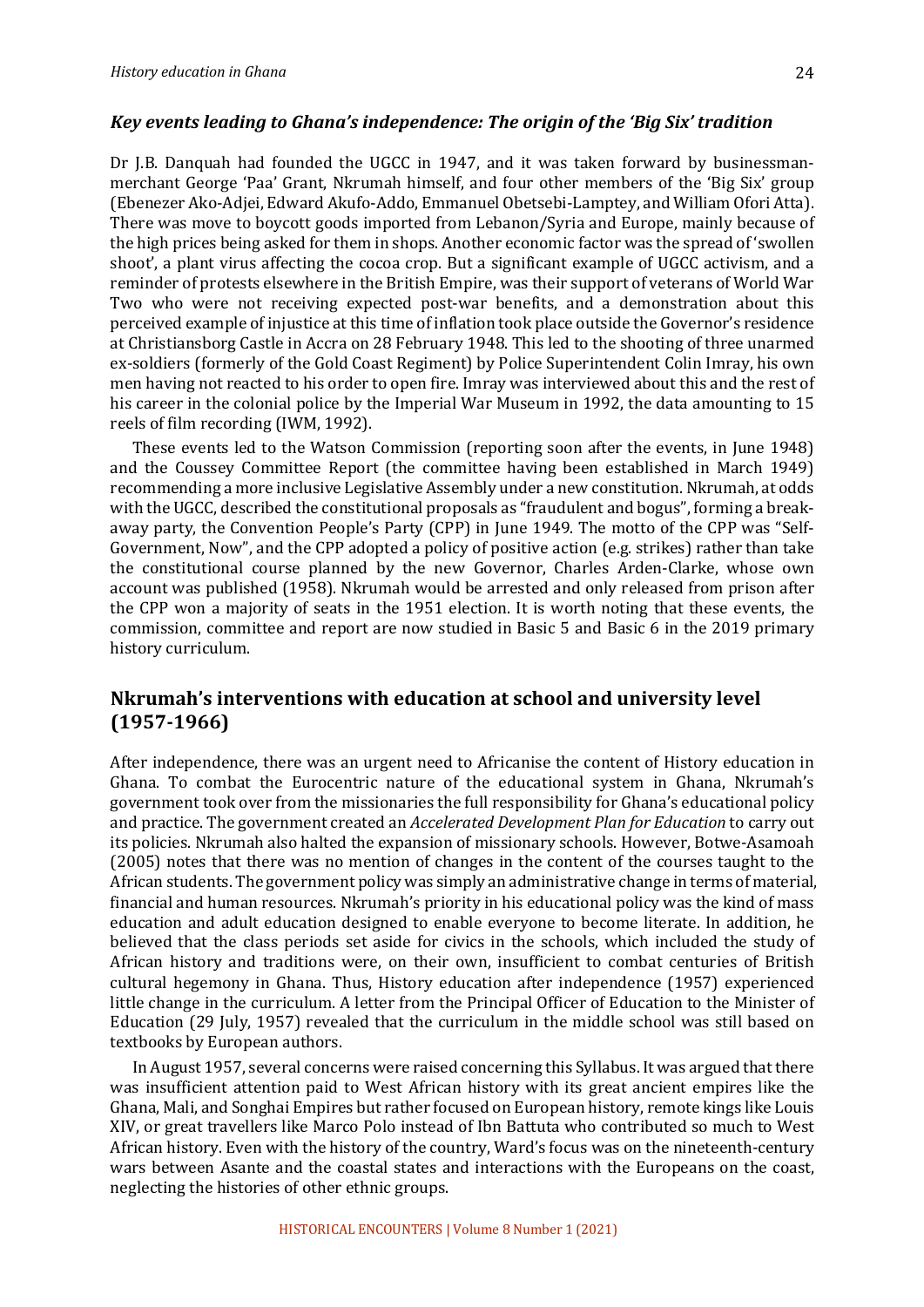### *Key events leading to Ghana's independence: The origin of the 'Big Six' tradition*

Dr J.B. Danquah had founded the UGCC in 1947, and it was taken forward by businessman-merchant George 'Paa' Grant, Nkrumah himself, and four other members of the 'Big Six' group (Ebenezer Ako-Adjei, Edward Akufo-Addo, Emmanuel Obetsebi-Lamptey, and William Ofori Atta). There was move to boycott goods imported from Lebanon/Syria and Europe, mainly because of the high prices being asked for them in shops. Another economic factor was the spread of 'swollen shoot', a plant virus affecting the cocoa crop. But a significant example of UGCC activism, and a reminder of protests elsewhere in the British Empire, was their support of veterans of World War Two who were not receiving expected post-war benefits, and a demonstration about this perceived example of injustice at this time of inflation took place outside the Governor's residence at Christiansborg Castle in Accra on 28 February 1948. This led to the shooting of three unarmed ex-soldiers (formerly of the Gold Coast Regiment) by Police Superintendent Colin Imray, his own men having not reacted to his order to open fire. Imray was interviewed about this and the rest of his career in the colonial police by the Imperial War Museum in 1992, the data amounting to 15 reels of film recording (IWM, 1992).

These events led to the Watson Commission (reporting soon after the events, in June 1948) and the Coussey Committee Report (the committee having been established in March 1949) recommending a more inclusive Legislative Assembly under a new constitution. Nkrumah, at odds with the UGCC, described the constitutional proposals as "fraudulent and bogus", forming a break-away party, the Convention People's Party (CPP) in June 1949. The motto of the CPP was "Self-Government, Now", and the CPP adopted a policy of positive action (e.g. strikes) rather than take the constitutional course planned by the new Governor, Charles Arden-Clarke, whose own account was published (1958). Nkrumah would be arrested and only released from prison after the CPP won a majority of seats in the 1951 election. It is worth noting that these events, the commission, committee and report are now studied in Basic 5 and Basic 6 in the 2019 primary history curriculum.

## Nkrumah's interventions with education at school and university level (1957-1966)

After independence, there was an urgent need to Africanise the content of History education in Ghana. To combat the Eurocentric nature of the educational system in Ghana, Nkrumah's government took over from the missionaries the full responsibility for Ghana's educational policy and practice. The government created an *Accelerated Development Plan for Education* to carry out its policies. Nkrumah also halted the expansion of missionary schools. However, Botwe-Asamoah (2005) notes that there was no mention of changes in the content of the courses taught to the African students. The government policy was simply an administrative change in terms of material, financial and human resources. Nkrumah's priority in his educational policy was the kind of mass education and adult education designed to enable everyone to become literate. In addition, he believed that the class periods set aside for civics in the schools, which included the study of African history and traditions were, on their own, insufficient to combat centuries of British cultural hegemony in Ghana. Thus, History education after independence (1957) experienced little change in the curriculum. A letter from the Principal Officer of Education to the Minister of Education (29 July, 1957) revealed that the curriculum in the middle school was still based on textbooks by European authors.

In August 1957, several concerns were raised concerning this Syllabus. It was argued that there was insufficient attention paid to West African history with its great ancient empires like the Ghana, Mali, and Songhai Empires but rather focused on European history, remote kings like Louis XIV, or great travellers like Marco Polo instead of Ibn Battuta who contributed so much to West African history. Even with the history of the country, Ward's focus was on the nineteenth-century wars between Asante and the coastal states and interactions with the Europeans on the coast, neglecting the histories of other ethnic groups.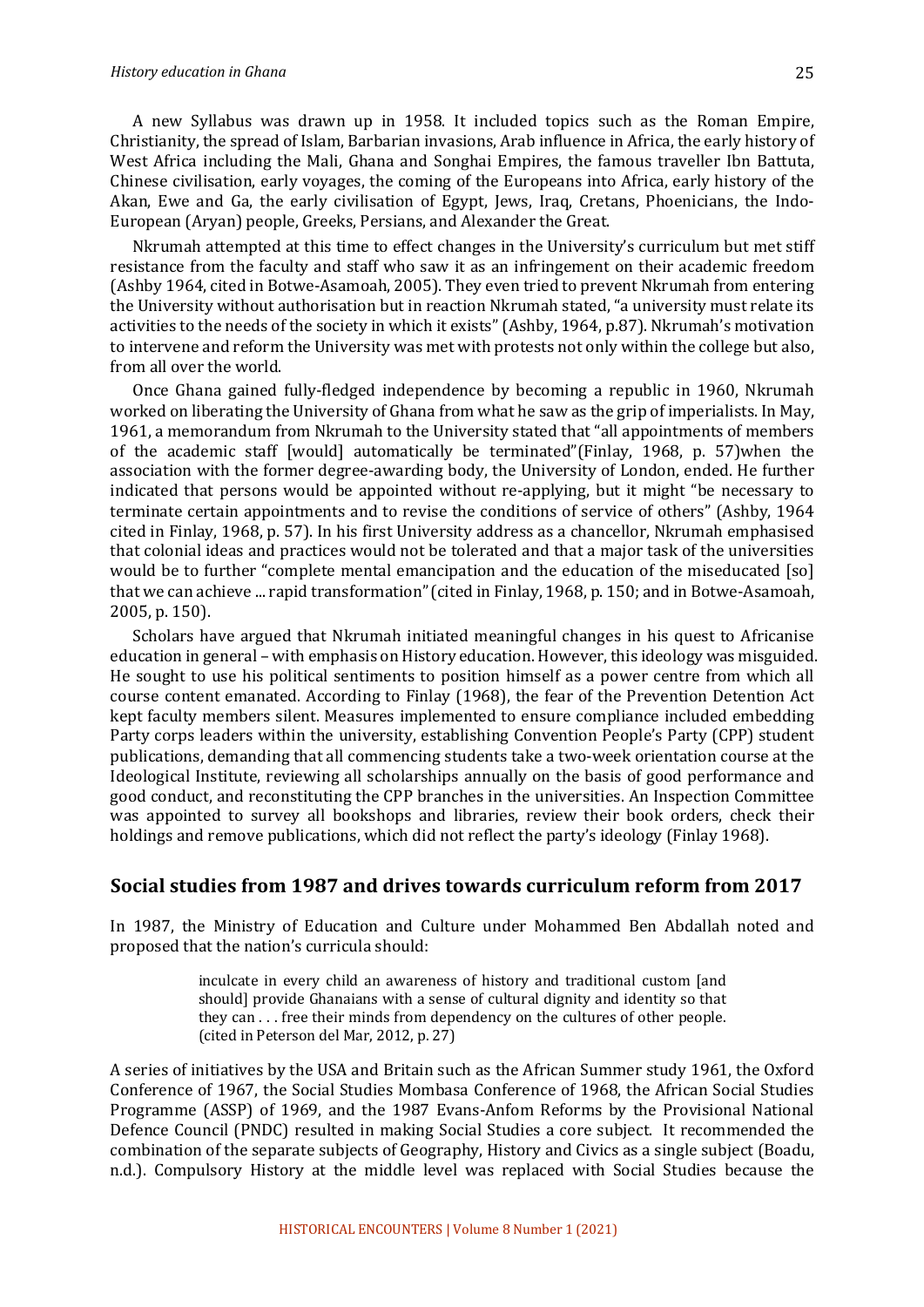A new Syllabus was drawn up in 1958. It included topics such as the Roman Empire, Christianity, the spread of Islam, Barbarian invasions, Arab influence in Africa, the early history of West Africa including the Mali, Ghana and Songhai Empires, the famous traveller Ibn Battuta, Chinese civilisation, early voyages, the coming of the Europeans into Africa, early history of the Akan, Ewe and Ga, the early civilisation of Egypt, Jews, Iraq, Cretans, Phoenicians, the Indo-European (Aryan) people, Greeks, Persians, and Alexander the Great.

Nkrumah attempted at this time to effect changes in the University's curriculum but met stiff resistance from the faculty and staff who saw it as an infringement on their academic freedom (Ashby 1964, cited in Botwe-Asamoah, 2005). They even tried to prevent Nkrumah from entering the University without authorisation but in reaction Nkrumah stated, "a university must relate its activities to the needs of the society in which it exists" (Ashby, 1964, p.87). Nkrumah's motivation to intervene and reform the University was met with protests not only within the college but also, from all over the world.

Once Ghana gained fully-fledged independence by becoming a republic in 1960, Nkrumah worked on liberating the University of Ghana from what he saw as the grip of imperialists. In May, 1961, a memorandum from Nkrumah to the University stated that "all appointments of members of the academic staff [would] automatically be terminated"(Finlay, 1968, p. 57)when the association with the former degree-awarding body, the University of London, ended. He further indicated that persons would be appointed without re-applying, but it might "be necessary to terminate certain appointments and to revise the conditions of service of others" (Ashby, 1964 cited in Finlay, 1968, p. 57). In his first University address as a chancellor, Nkrumah emphasised that colonial ideas and practices would not be tolerated and that a major task of the universities would be to further "complete mental emancipation and the education of the miseducated [so] that we can achieve ... rapid transformation" (cited in Finlay, 1968, p. 150; and in Botwe-Asamoah, 2005, p. 150).

Scholars have argued that Nkrumah initiated meaningful changes in his quest to Africanise education in general – with emphasis on History education. However, this ideology was misguided. He sought to use his political sentiments to position himself as a power centre from which all course content emanated. According to Finlay (1968), the fear of the Prevention Detention Act kept faculty members silent. Measures implemented to ensure compliance included embedding Party corps leaders within the university, establishing Convention People's Party (CPP) student publications, demanding that all commencing students take a two-week orientation course at the Ideological Institute, reviewing all scholarships annually on the basis of good performance and good conduct, and reconstituting the CPP branches in the universities. An Inspection Committee was appointed to survey all bookshops and libraries, review their book orders, check their holdings and remove publications, which did not reflect the party's ideology (Finlay 1968).

## Social studies from 1987 and drives towards curriculum reform from 2017

In 1987, the Ministry of Education and Culture under Mohammed Ben Abdallah noted and proposed that the nation's curricula should:

> inculcate in every child an awareness of history and traditional custom [and should] provide Ghanaians with a sense of cultural dignity and identity so that they can . . . free their minds from dependency on the cultures of other people. (cited in Peterson del Mar, 2012, p. 27)

A series of initiatives by the USA and Britain such as the African Summer study 1961, the Oxford Conference of 1967, the Social Studies Mombasa Conference of 1968, the African Social Studies Programme (ASSP) of 1969, and the 1987 Evans-Anfom Reforms by the Provisional National Defence Council (PNDC) resulted in making Social Studies a core subject. It recommended the combination of the separate subjects of Geography, History and Civics as a single subject (Boadu, n.d.). Compulsory History at the middle level was replaced with Social Studies because the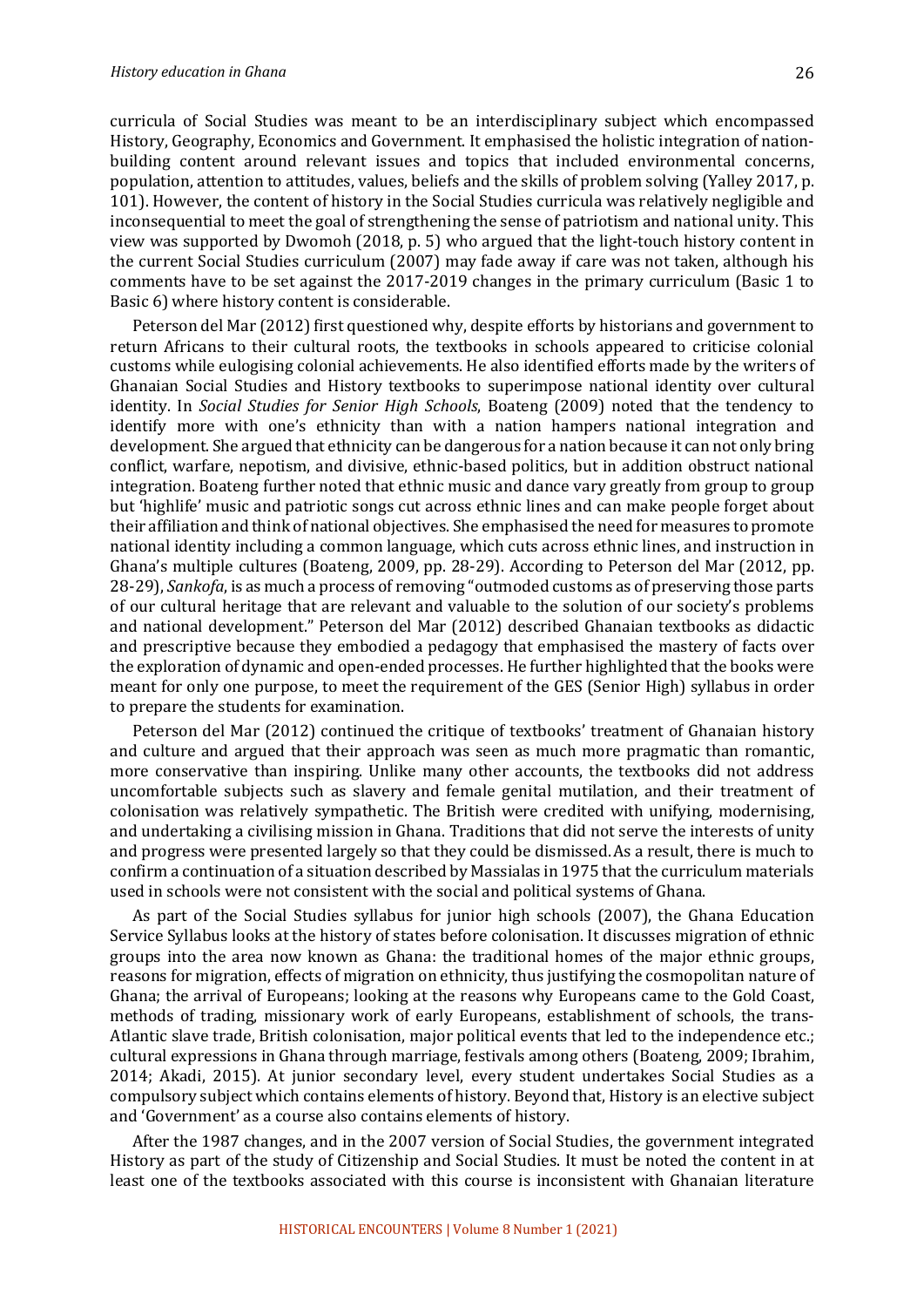curricula of Social Studies was meant to be an interdisciplinary subject which encompassed History, Geography, Economics and Government. It emphasised the holistic integration of nation-building content around relevant issues and topics that included environmental concerns, population, attention to attitudes, values, beliefs and the skills of problem solving (Yalley 2017, p. 101). However, the content of history in the Social Studies curricula was relatively negligible and inconsequential to meet the goal of strengthening the sense of patriotism and national unity. This view was supported by Dwomoh (2018, p. 5) who argued that the light-touch history content in the current Social Studies curriculum (2007) may fade away if care was not taken, although his comments have to be set against the 2017-2019 changes in the primary curriculum (Basic 1 to Basic 6) where history content is considerable.

Peterson del Mar (2012) first questioned why, despite efforts by historians and government to return Africans to their cultural roots, the textbooks in schools appeared to criticise colonial customs while eulogising colonial achievements. He also identified efforts made by the writers of Ghanaian Social Studies and History textbooks to superimpose national identity over cultural identity. In *Social Studies for Senior High Schools*, Boateng (2009) noted that the tendency to identify more with one's ethnicity than with a nation hampers national integration and development. She argued that ethnicity can be dangerous for a nation because it can not only bring conflict, warfare, nepotism, and divisive, ethnic-based politics, but in addition obstruct national integration. Boateng further noted that ethnic music and dance vary greatly from group to group but 'highlife' music and patriotic songs cut across ethnic lines and can make people forget about their affiliation and think of national objectives. She emphasised the need for measures to promote national identity including a common language, which cuts across ethnic lines, and instruction in Ghana's multiple cultures (Boateng, 2009, pp. 28-29). According to Peterson del Mar (2012, pp. 28-29), *Sankofa*, is as much a process of removing "outmoded customs as of preserving those parts of our cultural heritage that are relevant and valuable to the solution of our society's problems and national development." Peterson del Mar (2012) described Ghanaian textbooks as didactic and prescriptive because they embodied a pedagogy that emphasised the mastery of facts over the exploration of dynamic and open-ended processes. He further highlighted that the books were meant for only one purpose, to meet the requirement of the GES (Senior High) syllabus in order to prepare the students for examination.

Peterson del Mar (2012) continued the critique of textbooks' treatment of Ghanaian history and culture and argued that their approach was seen as much more pragmatic than romantic, more conservative than inspiring. Unlike many other accounts, the textbooks did not address uncomfortable subjects such as slavery and female genital mutilation, and their treatment of colonisation was relatively sympathetic. The British were credited with unifying, modernising, and undertaking a civilising mission in Ghana. Traditions that did not serve the interests of unity and progress were presented largely so that they could be dismissed. As a result, there is much to confirm a continuation of a situation described by Massialas in 1975 that the curriculum materials used in schools were not consistent with the social and political systems of Ghana.

As part of the Social Studies syllabus for junior high schools (2007), the Ghana Education Service Syllabus looks at the history of states before colonisation. It discusses migration of ethnic groups into the area now known as Ghana: the traditional homes of the major ethnic groups, reasons for migration, effects of migration on ethnicity, thus justifying the cosmopolitan nature of Ghana; the arrival of Europeans; looking at the reasons why Europeans came to the Gold Coast, methods of trading, missionary work of early Europeans, establishment of schools, the trans-Atlantic slave trade, British colonisation, major political events that led to the independence etc.; cultural expressions in Ghana through marriage, festivals among others (Boateng, 2009; Ibrahim, 2014; Akadi, 2015). At junior secondary level, every student undertakes Social Studies as a compulsory subject which contains elements of history. Beyond that, History is an elective subject and 'Government' as a course also contains elements of history.

After the 1987 changes, and in the 2007 version of Social Studies, the government integrated History as part of the study of Citizenship and Social Studies. It must be noted the content in at least one of the textbooks associated with this course is inconsistent with Ghanaian literature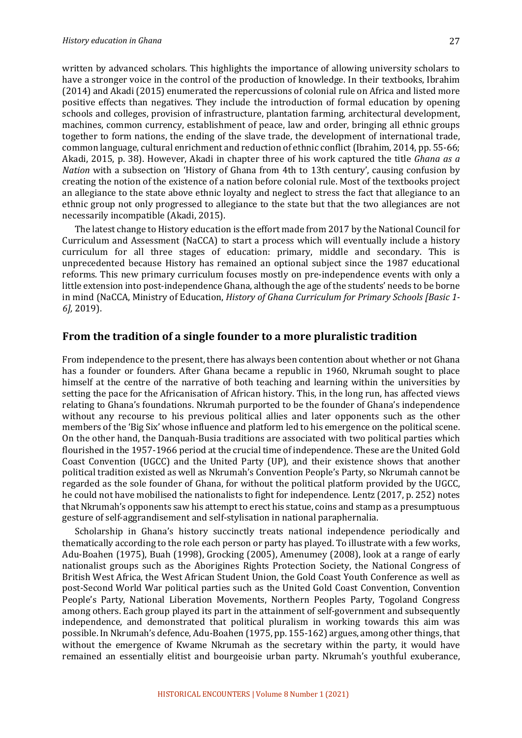written by advanced scholars. This highlights the importance of allowing university scholars to have a stronger voice in the control of the production of knowledge. In their textbooks, Ibrahim (2014) and Akadi (2015) enumerated the repercussions of colonial rule on Africa and listed more positive effects than negatives. They include the introduction of formal education by opening schools and colleges, provision of infrastructure, plantation farming, architectural development, machines, common currency, establishment of peace, law and order, bringing all ethnic groups together to form nations, the ending of the slave trade, the development of international trade, common language, cultural enrichment and reduction of ethnic conflict (Ibrahim, 2014, pp. 55-66; Akadi, 2015, p. 38). However, Akadi in chapter three of his work captured the title *Ghana as a Nation* with a subsection on 'History of Ghana from 4th to 13th century', causing confusion by creating the notion of the existence of a nation before colonial rule. Most of the textbooks project an allegiance to the state above ethnic loyalty and neglect to stress the fact that allegiance to an ethnic group not only progressed to allegiance to the state but that the two allegiances are not necessarily incompatible (Akadi, 2015).

The latest change to History education is the effort made from 2017 by the National Council for Curriculum and Assessment (NaCCA) to start a process which will eventually include a history curriculum for all three stages of education: primary, middle and secondary. This is unprecedented because History has remained an optional subject since the 1987 educational reforms. This new primary curriculum focuses mostly on pre-independence events with only a little extension into post-independence Ghana, although the age of the students' needs to be borne in mind (NaCCA, Ministry of Education, *History of Ghana Curriculum for Primary Schools [Basic 1-6],* 2019).

## From the tradition of a single founder to a more pluralistic tradition

From independence to the present, there has always been contention about whether or not Ghana has a founder or founders. After Ghana became a republic in 1960, Nkrumah sought to place himself at the centre of the narrative of both teaching and learning within the universities by setting the pace for the Africanisation of African history. This, in the long run, has affected views relating to Ghana's foundations. Nkrumah purported to be the founder of Ghana's independence without any recourse to his previous political allies and later opponents such as the other members of the 'Big Six' whose influence and platform led to his emergence on the political scene. On the other hand, the Danquah-Busia traditions are associated with two political parties which flourished in the 1957-1966 period at the crucial time of independence. These are the United Gold Coast Convention (UGCC) and the United Party (UP), and their existence shows that another political tradition existed as well as Nkrumah's Convention People's Party, so Nkrumah cannot be regarded as the sole founder of Ghana, for without the political platform provided by the UGCC, he could not have mobilised the nationalists to fight for independence. Lentz (2017, p. 252) notes that Nkrumah's opponents saw his attempt to erect his statue, coins and stamp as a presumptuous gesture of self-aggrandisement and self-stylisation in national paraphernalia.

Scholarship in Ghana's history succinctly treats national independence periodically and thematically according to the role each person or party has played. To illustrate with a few works, Adu-Boahen (1975), Buah (1998), Grocking (2005), Amenumey (2008), look at a range of early nationalist groups such as the Aborigines Rights Protection Society, the National Congress of British West Africa, the West African Student Union, the Gold Coast Youth Conference as well as post-Second World War political parties such as the United Gold Coast Convention, Convention People's Party, National Liberation Movements, Northern Peoples Party, Togoland Congress among others. Each group played its part in the attainment of self-government and subsequently independence, and demonstrated that political pluralism in working towards this aim was possible. In Nkrumah's defence, Adu-Boahen (1975, pp. 155-162) argues, among other things, that without the emergence of Kwame Nkrumah as the secretary within the party, it would have remained an essentially elitist and bourgeoisie urban party. Nkrumah's youthful exuberance,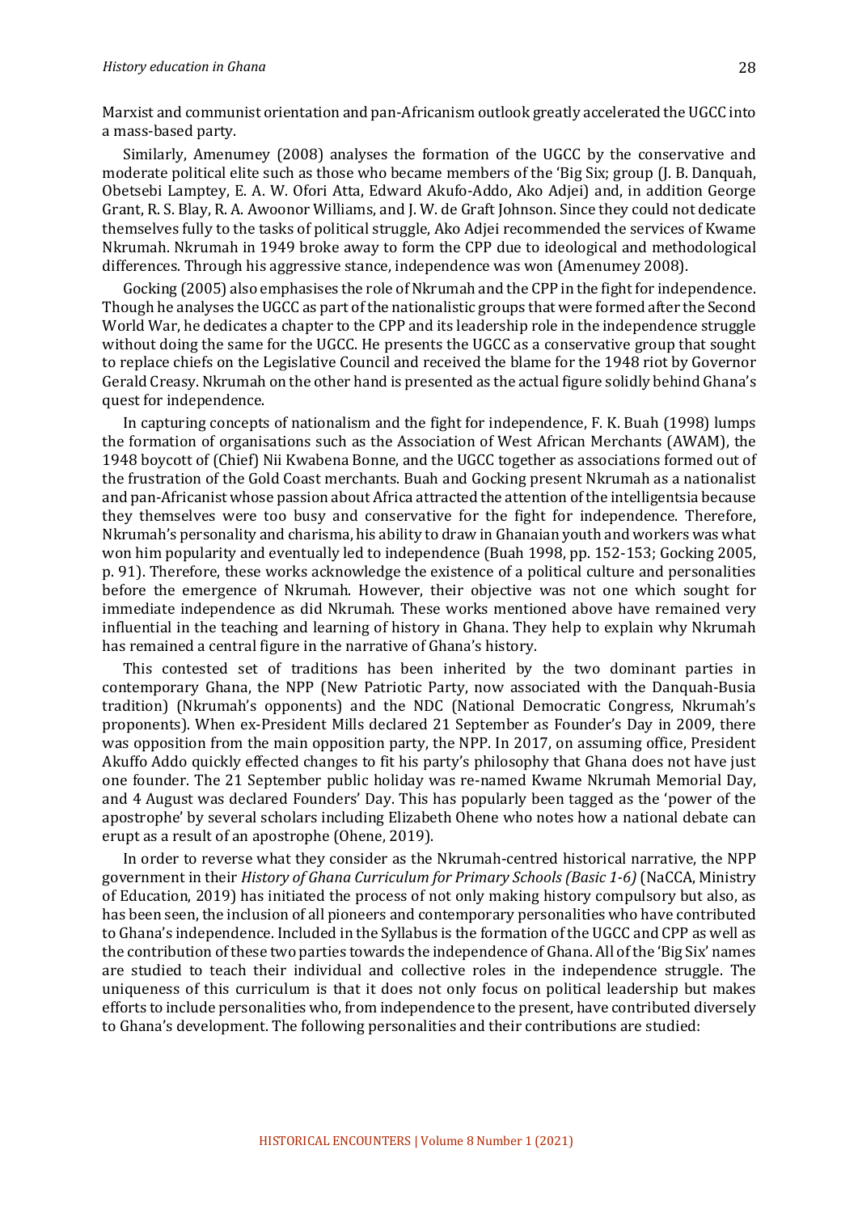Marxist and communist orientation and pan-Africanism outlook greatly accelerated the UGCC into a mass-based party.

Similarly, Amenumey (2008) analyses the formation of the UGCC by the conservative and moderate political elite such as those who became members of the 'Big Six; group (J. B. Danquah, Obetsebi Lamptey, E. A. W. Ofori Atta, Edward Akufo-Addo, Ako Adjei) and, in addition George Grant, R. S. Blay, R. A. Awoonor Williams, and J. W. de Graft Johnson. Since they could not dedicate themselves fully to the tasks of political struggle, Ako Adjei recommended the services of Kwame Nkrumah. Nkrumah in 1949 broke away to form the CPP due to ideological and methodological differences. Through his aggressive stance, independence was won (Amenumey 2008).

Gocking (2005) also emphasises the role of Nkrumah and the CPP in the fight for independence. Though he analyses the UGCC as part of the nationalistic groups that were formed after the Second World War, he dedicates a chapter to the CPP and its leadership role in the independence struggle without doing the same for the UGCC. He presents the UGCC as a conservative group that sought to replace chiefs on the Legislative Council and received the blame for the 1948 riot by Governor Gerald Creasy. Nkrumah on the other hand is presented as the actual figure solidly behind Ghana's quest for independence.

In capturing concepts of nationalism and the fight for independence, F. K. Buah (1998) lumps the formation of organisations such as the Association of West African Merchants (AWAM), the 1948 boycott of (Chief) Nii Kwabena Bonne, and the UGCC together as associations formed out of the frustration of the Gold Coast merchants. Buah and Gocking present Nkrumah as a nationalist and pan-Africanist whose passion about Africa attracted the attention of the intelligentsia because they themselves were too busy and conservative for the fight for independence. Therefore, Nkrumah's personality and charisma, his ability to draw in Ghanaian youth and workers was what won him popularity and eventually led to independence (Buah 1998, pp. 152-153; Gocking 2005, p. 91). Therefore, these works acknowledge the existence of a political culture and personalities before the emergence of Nkrumah. However, their objective was not one which sought for immediate independence as did Nkrumah. These works mentioned above have remained very influential in the teaching and learning of history in Ghana. They help to explain why Nkrumah has remained a central figure in the narrative of Ghana's history.

This contested set of traditions has been inherited by the two dominant parties in contemporary Ghana, the NPP (New Patriotic Party, now associated with the Danquah-Busia tradition) (Nkrumah's opponents) and the NDC (National Democratic Congress, Nkrumah's proponents). When ex-President Mills declared 21 September as Founder's Day in 2009, there was opposition from the main opposition party, the NPP. In 2017, on assuming office, President Akuffo Addo quickly effected changes to fit his party's philosophy that Ghana does not have just one founder. The 21 September public holiday was re-named Kwame Nkrumah Memorial Day, and 4 August was declared Founders' Day. This has popularly been tagged as the 'power of the apostrophe' by several scholars including Elizabeth Ohene who notes how a national debate can erupt as a result of an apostrophe (Ohene, 2019).

In order to reverse what they consider as the Nkrumah-centred historical narrative, the NPP government in their *History of Ghana Curriculum for Primary Schools (Basic 1-6)* (NaCCA, Ministry of Education, 2019) has initiated the process of not only making history compulsory but also, as has been seen, the inclusion of all pioneers and contemporary personalities who have contributed to Ghana's independence. Included in the Syllabus is the formation of the UGCC and CPP as well as the contribution of these two parties towards the independence of Ghana. All of the 'Big Six' names are studied to teach their individual and collective roles in the independence struggle. The uniqueness of this curriculum is that it does not only focus on political leadership but makes efforts to include personalities who, from independence to the present, have contributed diversely to Ghana's development. The following personalities and their contributions are studied: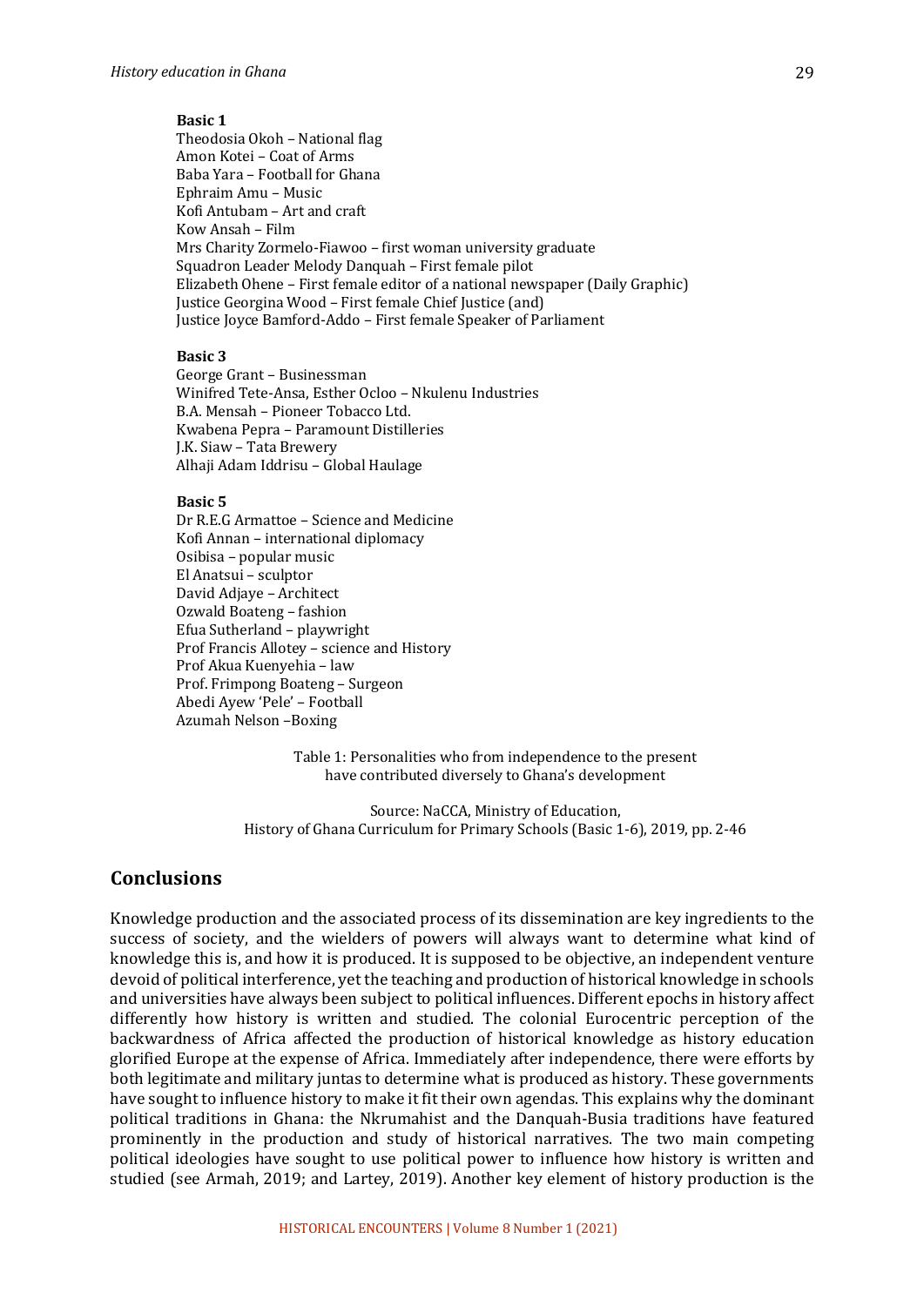**Basic 1**
Theodosia Okoh – National flag
Amon Kotei – Coat of Arms
Baba Yara – Football for Ghana
Ephraim Amu – Music
Kofi Antubam – Art and craft
Kow Ansah – Film
Mrs Charity Zormelo-Fiawoo – first woman university graduate
Squadron Leader Melody Danquah – First female pilot
Elizabeth Ohene – First female editor of a national newspaper (Daily Graphic)
Justice Georgina Wood – First female Chief Justice (and)
Justice Joyce Bamford-Addo – First female Speaker of Parliament

**Basic 3**
George Grant – Businessman
Winifred Tete-Ansa, Esther Ocloo – Nkulenu Industries
B.A. Mensah – Pioneer Tobacco Ltd.
Kwabena Pepra – Paramount Distilleries
J.K. Siaw – Tata Brewery
Alhaji Adam Iddrisu – Global Haulage

**Basic 5**
Dr R.E.G Armattoe – Science and Medicine
Kofi Annan – international diplomacy
Osibisa – popular music
El Anatsui – sculptor
David Adjaye – Architect
Ozwald Boateng – fashion
Efua Sutherland – playwright
Prof Francis Allotey – science and History
Prof Akua Kuenyehia – law
Prof. Frimpong Boateng – Surgeon
Abedi Ayew 'Pele' – Football
Azumah Nelson –Boxing

Table 1: Personalities who from independence to the present have contributed diversely to Ghana's development

Source: NaCCA, Ministry of Education, History of Ghana Curriculum for Primary Schools (Basic 1-6), 2019, pp. 2-46

## Conclusions

Knowledge production and the associated process of its dissemination are key ingredients to the success of society, and the wielders of powers will always want to determine what kind of knowledge this is, and how it is produced. It is supposed to be objective, an independent venture devoid of political interference, yet the teaching and production of historical knowledge in schools and universities have always been subject to political influences. Different epochs in history affect differently how history is written and studied. The colonial Eurocentric perception of the backwardness of Africa affected the production of historical knowledge as history education glorified Europe at the expense of Africa. Immediately after independence, there were efforts by both legitimate and military juntas to determine what is produced as history. These governments have sought to influence history to make it fit their own agendas. This explains why the dominant political traditions in Ghana: the Nkrumahist and the Danquah-Busia traditions have featured prominently in the production and study of historical narratives. The two main competing political ideologies have sought to use political power to influence how history is written and studied (see Armah, 2019; and Lartey, 2019). Another key element of history production is the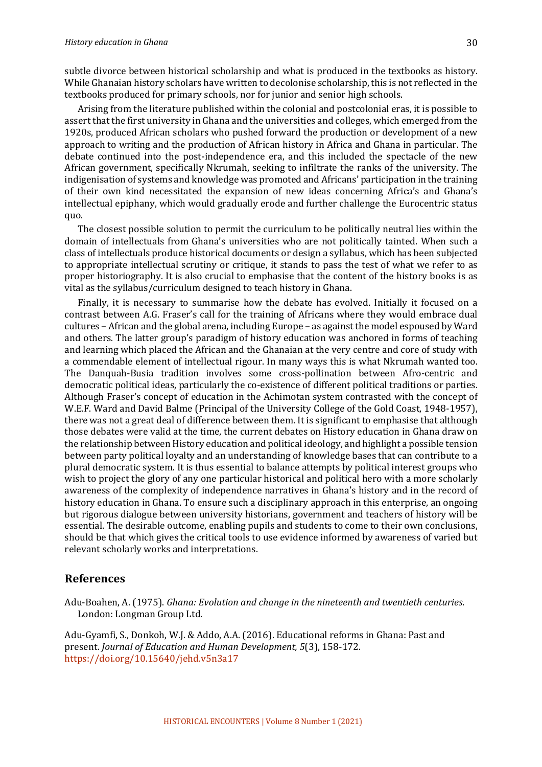subtle divorce between historical scholarship and what is produced in the textbooks as history. While Ghanaian history scholars have written to decolonise scholarship, this is not reflected in the textbooks produced for primary schools, nor for junior and senior high schools.

Arising from the literature published within the colonial and postcolonial eras, it is possible to assert that the first university in Ghana and the universities and colleges, which emerged from the 1920s, produced African scholars who pushed forward the production or development of a new approach to writing and the production of African history in Africa and Ghana in particular. The debate continued into the post-independence era, and this included the spectacle of the new African government, specifically Nkrumah, seeking to infiltrate the ranks of the university. The indigenisation of systems and knowledge was promoted and Africans' participation in the training of their own kind necessitated the expansion of new ideas concerning Africa's and Ghana's intellectual epiphany, which would gradually erode and further challenge the Eurocentric status quo.

The closest possible solution to permit the curriculum to be politically neutral lies within the domain of intellectuals from Ghana's universities who are not politically tainted. When such a class of intellectuals produce historical documents or design a syllabus, which has been subjected to appropriate intellectual scrutiny or critique, it stands to pass the test of what we refer to as proper historiography. It is also crucial to emphasise that the content of the history books is as vital as the syllabus/curriculum designed to teach history in Ghana.

Finally, it is necessary to summarise how the debate has evolved. Initially it focused on a contrast between A.G. Fraser's call for the training of Africans where they would embrace dual cultures – African and the global arena, including Europe – as against the model espoused by Ward and others. The latter group's paradigm of history education was anchored in forms of teaching and learning which placed the African and the Ghanaian at the very centre and core of study with a commendable element of intellectual rigour. In many ways this is what Nkrumah wanted too. The Danquah-Busia tradition involves some cross-pollination between Afro-centric and democratic political ideas, particularly the co-existence of different political traditions or parties. Although Fraser's concept of education in the Achimotan system contrasted with the concept of W.E.F. Ward and David Balme (Principal of the University College of the Gold Coast, 1948-1957), there was not a great deal of difference between them. It is significant to emphasise that although those debates were valid at the time, the current debates on History education in Ghana draw on the relationship between History education and political ideology, and highlight a possible tension between party political loyalty and an understanding of knowledge bases that can contribute to a plural democratic system. It is thus essential to balance attempts by political interest groups who wish to project the glory of any one particular historical and political hero with a more scholarly awareness of the complexity of independence narratives in Ghana's history and in the record of history education in Ghana. To ensure such a disciplinary approach in this enterprise, an ongoing but rigorous dialogue between university historians, government and teachers of history will be essential. The desirable outcome, enabling pupils and students to come to their own conclusions, should be that which gives the critical tools to use evidence informed by awareness of varied but relevant scholarly works and interpretations.

## References

Adu-Boahen, A. (1975). *Ghana: Evolution and change in the nineteenth and twentieth centuries*. London: Longman Group Ltd.

Adu-Gyamfi, S., Donkoh, W.J. & Addo, A.A. (2016). Educational reforms in Ghana: Past and present. *Journal of Education and Human Development, 5*(3), 158-172. https://doi.org/10.15640/jehd.v5n3a17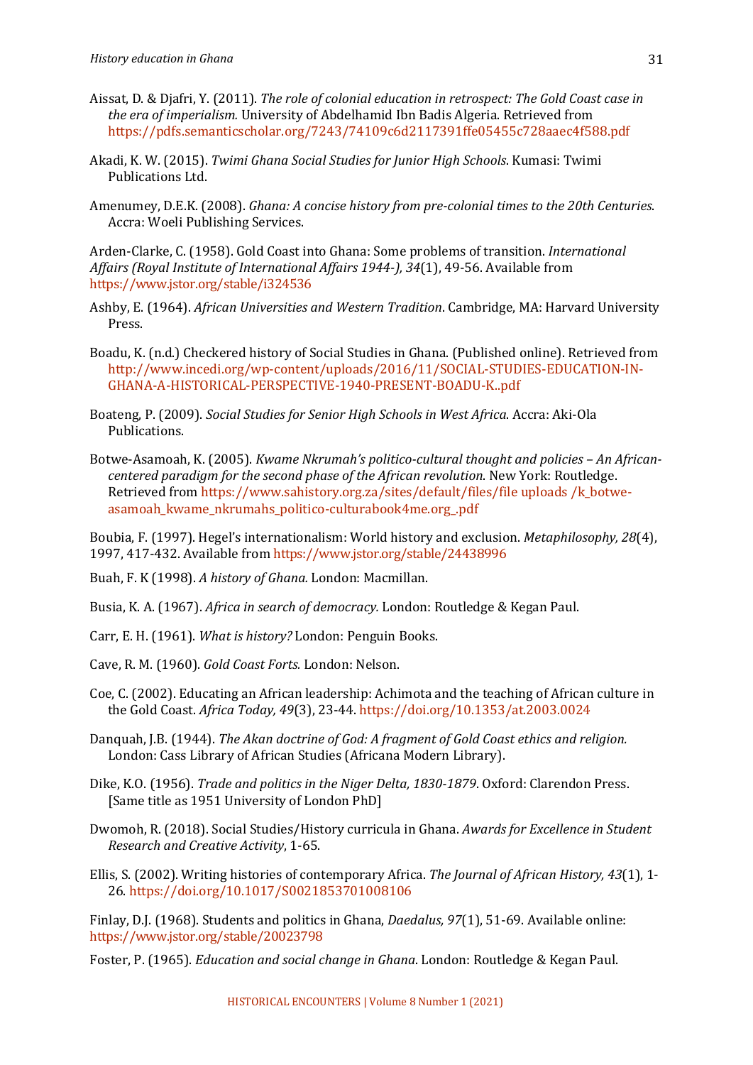Aissat, D. & Djafri, Y. (2011). *The role of colonial education in retrospect: The Gold Coast case in the era of imperialism.* University of Abdelhamid Ibn Badis Algeria. Retrieved from https://pdfs.semanticscholar.org/7243/74109c6d2117391ffe05455c728aaec4f588.pdf

Akadi, K. W. (2015). *Twimi Ghana Social Studies for Junior High Schools*. Kumasi: Twimi Publications Ltd.

Amenumey, D.E.K. (2008). *Ghana: A concise history from pre-colonial times to the 20th Centuries*. Accra: Woeli Publishing Services.

Arden-Clarke, C. (1958). Gold Coast into Ghana: Some problems of transition. *International Affairs (Royal Institute of International Affairs 1944-), 34*(1), 49-56. Available from https://www.jstor.org/stable/i324536

Ashby, E. (1964). *African Universities and Western Tradition*. Cambridge, MA: Harvard University Press.

Boadu, K. (n.d.) Checkered history of Social Studies in Ghana. (Published online). Retrieved from http://www.incedi.org/wp-content/uploads/2016/11/SOCIAL-STUDIES-EDUCATION-IN-GHANA-A-HISTORICAL-PERSPECTIVE-1940-PRESENT-BOADU-K..pdf

Boateng, P. (2009). *Social Studies for Senior High Schools in West Africa*. Accra: Aki-Ola Publications.

Botwe-Asamoah, K. (2005). *Kwame Nkrumah's politico-cultural thought and policies – An African-centered paradigm for the second phase of the African revolution*. New York: Routledge. Retrieved from https://www.sahistory.org.za/sites/default/files/file uploads /k_botwe-asamoah_kwame_nkrumahs_politico-culturabook4me.org_.pdf

Boubia, F. (1997). Hegel's internationalism: World history and exclusion. *Metaphilosophy, 28*(4), 1997, 417-432. Available from https://www.jstor.org/stable/24438996

Buah, F. K (1998). *A history of Ghana.* London: Macmillan.

Busia, K. A. (1967). *Africa in search of democracy.* London: Routledge & Kegan Paul.

Carr, E. H. (1961). *What is history?* London: Penguin Books.

Cave, R. M. (1960). *Gold Coast Forts.* London: Nelson.

Coe, C. (2002). Educating an African leadership: Achimota and the teaching of African culture in the Gold Coast. *Africa Today, 49*(3), 23-44. https://doi.org/10.1353/at.2003.0024

Danquah, J.B. (1944). *The Akan doctrine of God: A fragment of Gold Coast ethics and religion.* London: Cass Library of African Studies (Africana Modern Library).

Dike, K.O. (1956). *Trade and politics in the Niger Delta, 1830-1879*. Oxford: Clarendon Press. [Same title as 1951 University of London PhD]

Dwomoh, R. (2018). Social Studies/History curricula in Ghana. *Awards for Excellence in Student Research and Creative Activity*, 1-65.

Ellis, S. (2002). Writing histories of contemporary Africa. *The Journal of African History, 43*(1), 1-26. https://doi.org/10.1017/S0021853701008106

Finlay, D.J. (1968). Students and politics in Ghana, *Daedalus, 97*(1), 51-69. Available online: https://www.jstor.org/stable/20023798

Foster, P. (1965). *Education and social change in Ghana*. London: Routledge & Kegan Paul.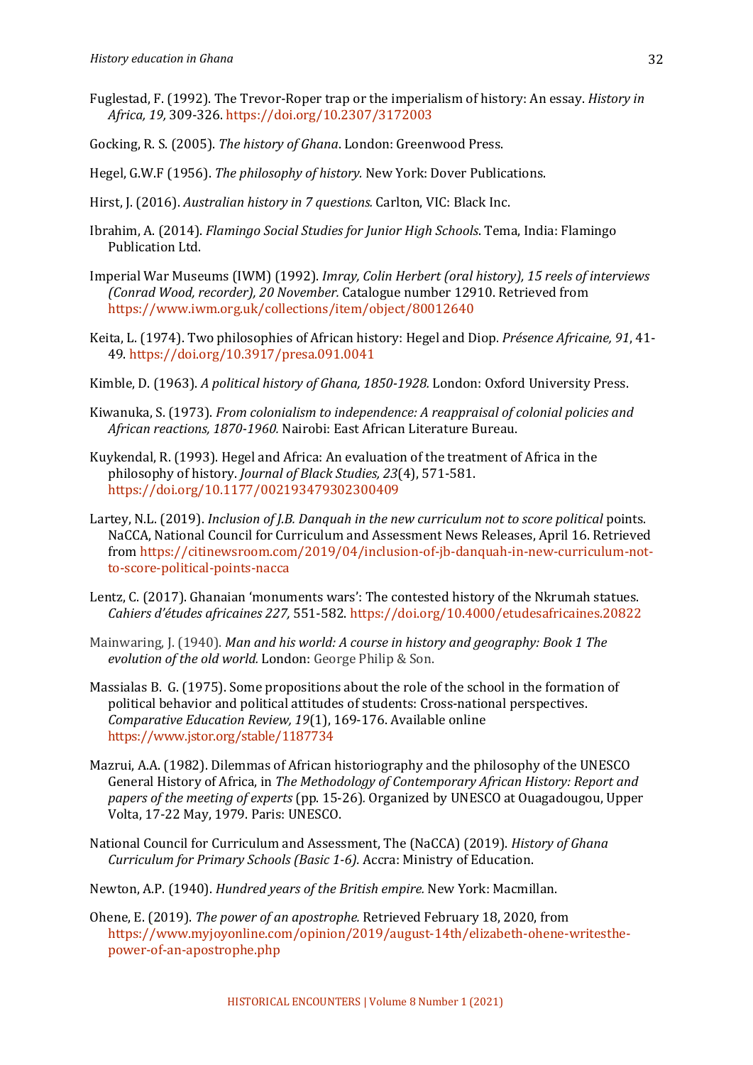Fuglestad, F. (1992). The Trevor-Roper trap or the imperialism of history: An essay. *History in Africa, 19,* 309-326. https://doi.org/10.2307/3172003

Gocking, R. S. (2005). *The history of Ghana*. London: Greenwood Press.

Hegel, G.W.F (1956). *The philosophy of history.* New York: Dover Publications.

Hirst, J. (2016). *Australian history in 7 questions.* Carlton, VIC: Black Inc.

Ibrahim, A. (2014). *Flamingo Social Studies for Junior High Schools*. Tema, India: Flamingo Publication Ltd.

Imperial War Museums (IWM) (1992). *Imray, Colin Herbert (oral history), 15 reels of interviews (Conrad Wood, recorder), 20 November.* Catalogue number 12910. Retrieved from https://www.iwm.org.uk/collections/item/object/80012640

Keita, L. (1974). Two philosophies of African history: Hegel and Diop. *Présence Africaine, 91*, 41-49. https://doi.org/10.3917/presa.091.0041

Kimble, D. (1963). *A political history of Ghana, 1850-1928.* London: Oxford University Press.

Kiwanuka, S. (1973). *From colonialism to independence: A reappraisal of colonial policies and African reactions, 1870-1960.* Nairobi: East African Literature Bureau.

Kuykendal, R. (1993). Hegel and Africa: An evaluation of the treatment of Africa in the philosophy of history. *Journal of Black Studies, 23*(4), 571-581. https://doi.org/10.1177/002193479302300409

Lartey, N.L. (2019). *Inclusion of J.B. Danquah in the new curriculum not to score political* points. NaCCA, National Council for Curriculum and Assessment News Releases, April 16. Retrieved from https://citinewsroom.com/2019/04/inclusion-of-jb-danquah-in-new-curriculum-not-to-score-political-points-nacca

Lentz, C. (2017). Ghanaian 'monuments wars': The contested history of the Nkrumah statues. *Cahiers d'études africaines 227,* 551-582. https://doi.org/10.4000/etudesafricaines.20822

Mainwaring, J. (1940). *Man and his world: A course in history and geography: Book 1 The evolution of the old world.* London: George Philip & Son.

Massialas B. G. (1975). Some propositions about the role of the school in the formation of political behavior and political attitudes of students: Cross-national perspectives. *Comparative Education Review, 19*(1), 169-176. Available online https://www.jstor.org/stable/1187734

Mazrui, A.A. (1982). Dilemmas of African historiography and the philosophy of the UNESCO General History of Africa, in *The Methodology of Contemporary African History: Report and papers of the meeting of experts* (pp. 15-26). Organized by UNESCO at Ouagadougou, Upper Volta, 17-22 May, 1979. Paris: UNESCO.

National Council for Curriculum and Assessment, The (NaCCA) (2019). *History of Ghana Curriculum for Primary Schools (Basic 1-6).* Accra: Ministry of Education.

Newton, A.P. (1940). *Hundred years of the British empire.* New York: Macmillan.

Ohene, E. (2019). *The power of an apostrophe.* Retrieved February 18, 2020, from https://www.myjoyonline.com/opinion/2019/august-14th/elizabeth-ohene-writesthe-power-of-an-apostrophe.php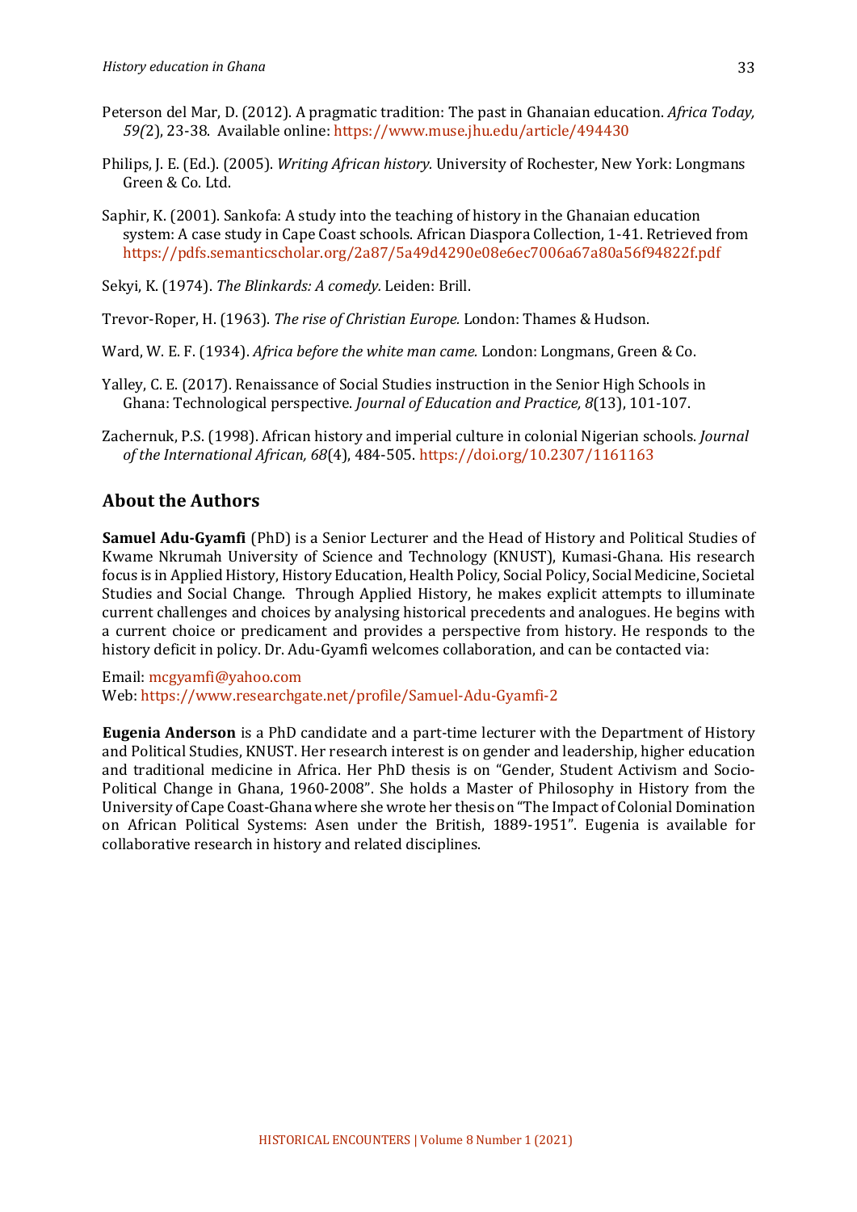Peterson del Mar, D. (2012). A pragmatic tradition: The past in Ghanaian education. *Africa Today, 59(*2), 23-38. Available online: https://www.muse.jhu.edu/article/494430

Philips, J. E. (Ed.). (2005). *Writing African history.* University of Rochester, New York: Longmans Green & Co. Ltd.

Saphir, K. (2001). Sankofa: A study into the teaching of history in the Ghanaian education system: A case study in Cape Coast schools. African Diaspora Collection, 1-41. Retrieved from https://pdfs.semanticscholar.org/2a87/5a49d4290e08e6ec7006a67a80a56f94822f.pdf

Sekyi, K. (1974). *The Blinkards: A comedy.* Leiden: Brill.

Trevor-Roper, H. (1963). *The rise of Christian Europe.* London: Thames & Hudson.

Ward, W. E. F. (1934). *Africa before the white man came.* London: Longmans, Green & Co.

Yalley, C. E. (2017). Renaissance of Social Studies instruction in the Senior High Schools in Ghana: Technological perspective. *Journal of Education and Practice, 8*(13), 101-107.

Zachernuk, P.S. (1998). African history and imperial culture in colonial Nigerian schools. *Journal of the International African, 68*(4), 484-505. https://doi.org/10.2307/1161163

## About the Authors

**Samuel Adu-Gyamfi** (PhD) is a Senior Lecturer and the Head of History and Political Studies of Kwame Nkrumah University of Science and Technology (KNUST), Kumasi-Ghana. His research focus is in Applied History, History Education, Health Policy, Social Policy, Social Medicine, Societal Studies and Social Change. Through Applied History, he makes explicit attempts to illuminate current challenges and choices by analysing historical precedents and analogues. He begins with a current choice or predicament and provides a perspective from history. He responds to the history deficit in policy. Dr. Adu-Gyamfi welcomes collaboration, and can be contacted via:

Email: mcgyamfi@yahoo.com
Web: https://www.researchgate.net/profile/Samuel-Adu-Gyamfi-2

**Eugenia Anderson** is a PhD candidate and a part-time lecturer with the Department of History and Political Studies, KNUST. Her research interest is on gender and leadership, higher education and traditional medicine in Africa. Her PhD thesis is on "Gender, Student Activism and Socio-Political Change in Ghana, 1960-2008". She holds a Master of Philosophy in History from the University of Cape Coast-Ghana where she wrote her thesis on "The Impact of Colonial Domination on African Political Systems: Asen under the British, 1889-1951". Eugenia is available for collaborative research in history and related disciplines.